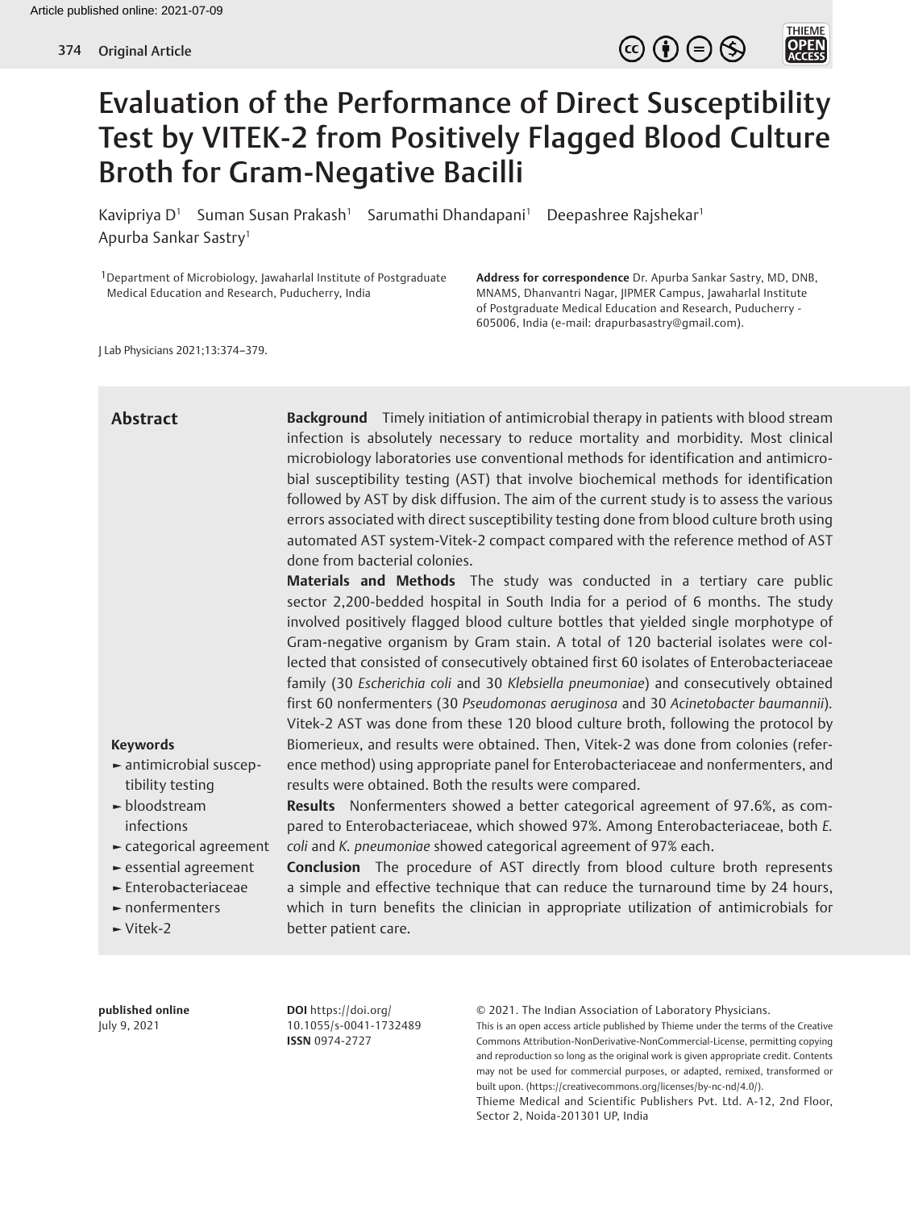# Evaluation of the Performance of Direct Susceptibility Test by VITEK-2 from Positively Flagged Blood Culture Broth for Gram-Negative Bacilli

Kavipriya D[1] Suman Susan Prakash[1] Sarumathi Dhandapani[1] Deepashree Rajshekar[1] Apurba Sankar Sastry[1]

[1]Department of Microbiology, Jawaharlal Institute of Postgraduate Medical Education and Research, Puducherry, India

**Address for correspondence** Dr. Apurba Sankar Sastry, MD, DNB, MNAMS, Dhanvantri Nagar, JIPMER Campus, Jawaharlal Institute of Postgraduate Medical Education and Research, Puducherry - 605006, India (e-mail: drapurbasastry@gmail.com).

J Lab Physicians 2021;13:374–379.

## Abstract

**Background** Timely initiation of antimicrobial therapy in patients with blood stream infection is absolutely necessary to reduce mortality and morbidity. Most clinical microbiology laboratories use conventional methods for identification and antimicrobial susceptibility testing (AST) that involve biochemical methods for identification followed by AST by disk diffusion. The aim of the current study is to assess the various errors associated with direct susceptibility testing done from blood culture broth using automated AST system-Vitek-2 compact compared with the reference method of AST done from bacterial colonies.

**Materials and Methods** The study was conducted in a tertiary care public sector 2,200-bedded hospital in South India for a period of 6 months. The study involved positively flagged blood culture bottles that yielded single morphotype of Gram-negative organism by Gram stain. A total of 120 bacterial isolates were collected that consisted of consecutively obtained first 60 isolates of Enterobacteriaceae family (30 *Escherichia coli* and 30 *Klebsiella pneumoniae*) and consecutively obtained first 60 nonfermenters (30 *Pseudomonas aeruginosa* and 30 *Acinetobacter baumannii*). Vitek-2 AST was done from these 120 blood culture broth, following the protocol by Biomerieux, and results were obtained. Then, Vitek-2 was done from colonies (reference method) using appropriate panel for Enterobacteriaceae and nonfermenters, and results were obtained. Both the results were compared.

**Results** Nonfermenters showed a better categorical agreement of 97.6%, as compared to Enterobacteriaceae, which showed 97%. Among Enterobacteriaceae, both *E. coli* and *K. pneumoniae* showed categorical agreement of 97% each.

**Conclusion** The procedure of AST directly from blood culture broth represents a simple and effective technique that can reduce the turnaround time by 24 hours, which in turn benefits the clinician in appropriate utilization of antimicrobials for better patient care.

**Keywords**
- antimicrobial susceptibility testing
- bloodstream infections
- categorical agreement
- essential agreement
- Enterobacteriaceae
- nonfermenters
- Vitek-2

**published online**
July 9, 2021

**DOI** https://doi.org/10.1055/s-0041-1732489
**ISSN** 0974-2727

© 2021. The Indian Association of Laboratory Physicians.
This is an open access article published by Thieme under the terms of the Creative Commons Attribution-NonDerivative-NonCommercial-License, permitting copying and reproduction so long as the original work is given appropriate credit. Contents may not be used for commercial purposes, or adapted, remixed, transformed or built upon. (https://creativecommons.org/licenses/by-nc-nd/4.0/).
Thieme Medical and Scientific Publishers Pvt. Ltd. A-12, 2nd Floor, Sector 2, Noida-201301 UP, India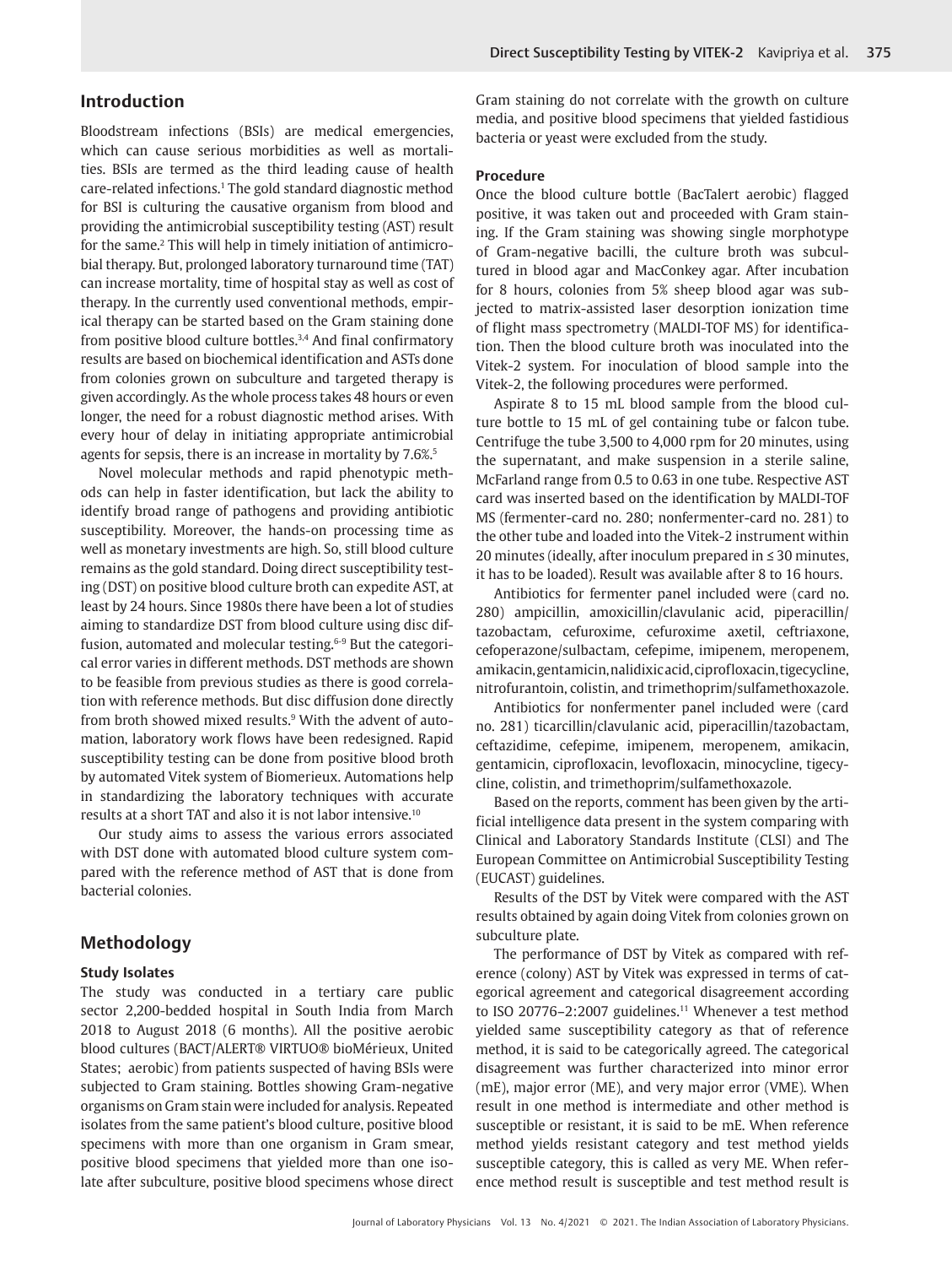## Introduction

Bloodstream infections (BSIs) are medical emergencies, which can cause serious morbidities as well as mortalities. BSIs are termed as the third leading cause of health care-related infections.[1] The gold standard diagnostic method for BSI is culturing the causative organism from blood and providing the antimicrobial susceptibility testing (AST) result for the same.[2] This will help in timely initiation of antimicrobial therapy. But, prolonged laboratory turnaround time (TAT) can increase mortality, time of hospital stay as well as cost of therapy. In the currently used conventional methods, empirical therapy can be started based on the Gram staining done from positive blood culture bottles.[3,4] And final confirmatory results are based on biochemical identification and ASTs done from colonies grown on subculture and targeted therapy is given accordingly. As the whole process takes 48 hours or even longer, the need for a robust diagnostic method arises. With every hour of delay in initiating appropriate antimicrobial agents for sepsis, there is an increase in mortality by 7.6%.[5]

Novel molecular methods and rapid phenotypic methods can help in faster identification, but lack the ability to identify broad range of pathogens and providing antibiotic susceptibility. Moreover, the hands-on processing time as well as monetary investments are high. So, still blood culture remains as the gold standard. Doing direct susceptibility testing (DST) on positive blood culture broth can expedite AST, at least by 24 hours. Since 1980s there have been a lot of studies aiming to standardize DST from blood culture using disc diffusion, automated and molecular testing.[6-9] But the categorical error varies in different methods. DST methods are shown to be feasible from previous studies as there is good correlation with reference methods. But disc diffusion done directly from broth showed mixed results.[9] With the advent of automation, laboratory work flows have been redesigned. Rapid susceptibility testing can be done from positive blood broth by automated Vitek system of Biomerieux. Automations help in standardizing the laboratory techniques with accurate results at a short TAT and also it is not labor intensive.[10]

Our study aims to assess the various errors associated with DST done with automated blood culture system compared with the reference method of AST that is done from bacterial colonies.

## Methodology

### Study Isolates

The study was conducted in a tertiary care public sector 2,200-bedded hospital in South India from March 2018 to August 2018 (6 months). All the positive aerobic blood cultures (BACT/ALERT® VIRTUO® bioMérieux, United States; aerobic) from patients suspected of having BSIs were subjected to Gram staining. Bottles showing Gram-negative organisms on Gram stain were included for analysis. Repeated isolates from the same patient's blood culture, positive blood specimens with more than one organism in Gram smear, positive blood specimens that yielded more than one isolate after subculture, positive blood specimens whose direct Gram staining do not correlate with the growth on culture media, and positive blood specimens that yielded fastidious bacteria or yeast were excluded from the study.

### Procedure

Once the blood culture bottle (BacTalert aerobic) flagged positive, it was taken out and proceeded with Gram staining. If the Gram staining was showing single morphotype of Gram-negative bacilli, the culture broth was subcultured in blood agar and MacConkey agar. After incubation for 8 hours, colonies from 5% sheep blood agar was subjected to matrix-assisted laser desorption ionization time of flight mass spectrometry (MALDI-TOF MS) for identification. Then the blood culture broth was inoculated into the Vitek-2 system. For inoculation of blood sample into the Vitek-2, the following procedures were performed.

Aspirate 8 to 15 mL blood sample from the blood culture bottle to 15 mL of gel containing tube or falcon tube. Centrifuge the tube 3,500 to 4,000 rpm for 20 minutes, using the supernatant, and make suspension in a sterile saline, McFarland range from 0.5 to 0.63 in one tube. Respective AST card was inserted based on the identification by MALDI-TOF MS (fermenter-card no. 280; nonfermenter-card no. 281) to the other tube and loaded into the Vitek-2 instrument within 20 minutes (ideally, after inoculum prepared in ≤ 30 minutes, it has to be loaded). Result was available after 8 to 16 hours.

Antibiotics for fermenter panel included were (card no. 280) ampicillin, amoxicillin/clavulanic acid, piperacillin/tazobactam, cefuroxime, cefuroxime axetil, ceftriaxone, cefoperazone/sulbactam, cefepime, imipenem, meropenem, amikacin, gentamicin, nalidixic acid, ciprofloxacin, tigecycline, nitrofurantoin, colistin, and trimethoprim/sulfamethoxazole.

Antibiotics for nonfermenter panel included were (card no. 281) ticarcillin/clavulanic acid, piperacillin/tazobactam, ceftazidime, cefepime, imipenem, meropenem, amikacin, gentamicin, ciprofloxacin, levofloxacin, minocycline, tigecycline, colistin, and trimethoprim/sulfamethoxazole.

Based on the reports, comment has been given by the artificial intelligence data present in the system comparing with Clinical and Laboratory Standards Institute (CLSI) and The European Committee on Antimicrobial Susceptibility Testing (EUCAST) guidelines.

Results of the DST by Vitek were compared with the AST results obtained by again doing Vitek from colonies grown on subculture plate.

The performance of DST by Vitek as compared with reference (colony) AST by Vitek was expressed in terms of categorical agreement and categorical disagreement according to ISO 20776–2:2007 guidelines.[11] Whenever a test method yielded same susceptibility category as that of reference method, it is said to be categorically agreed. The categorical disagreement was further characterized into minor error (mE), major error (ME), and very major error (VME). When result in one method is intermediate and other method is susceptible or resistant, it is said to be mE. When reference method yields resistant category and test method yields susceptible category, this is called as very ME. When reference method result is susceptible and test method result is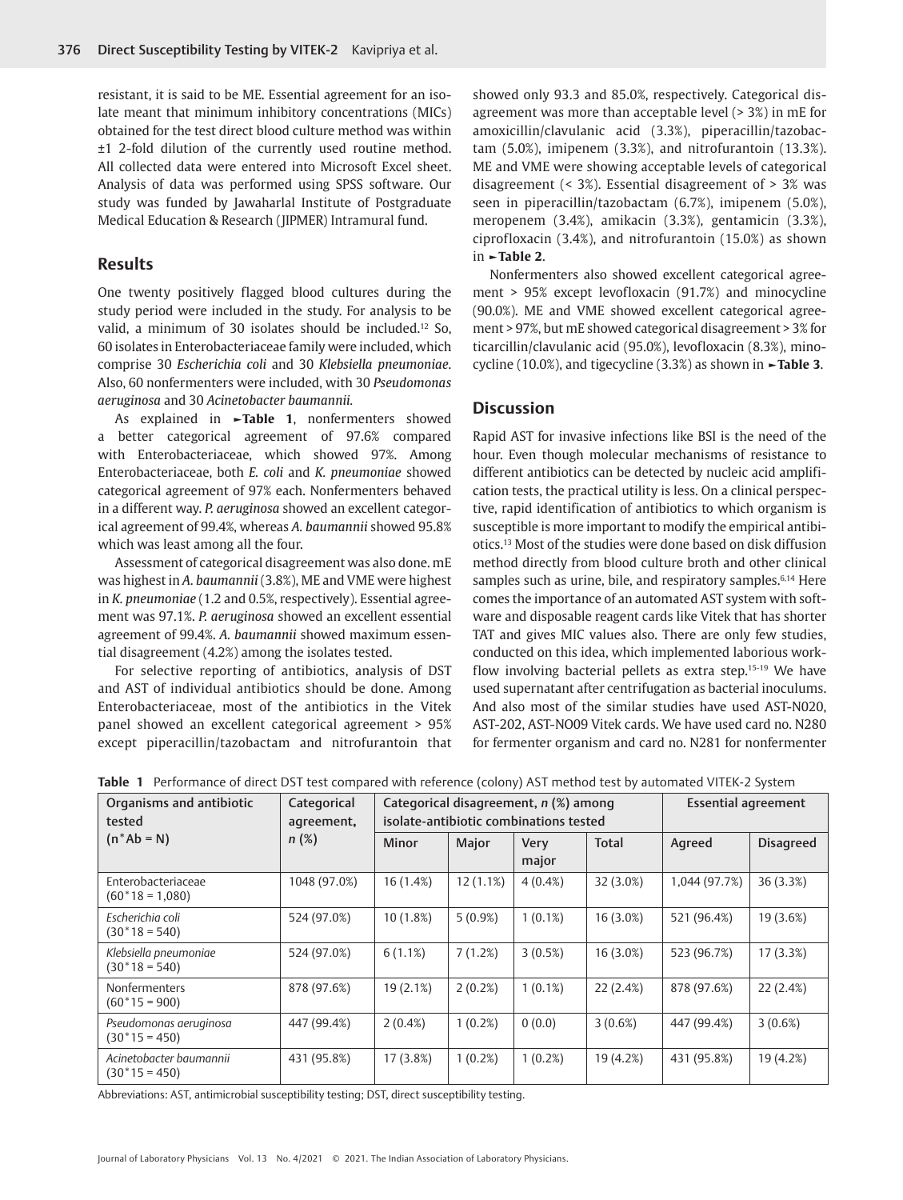resistant, it is said to be ME. Essential agreement for an isolate meant that minimum inhibitory concentrations (MICs) obtained for the test direct blood culture method was within ±1 2-fold dilution of the currently used routine method. All collected data were entered into Microsoft Excel sheet. Analysis of data was performed using SPSS software. Our study was funded by Jawaharlal Institute of Postgraduate Medical Education & Research (JIPMER) Intramural fund.

## Results

One twenty positively flagged blood cultures during the study period were included in the study. For analysis to be valid, a minimum of 30 isolates should be included.[12] So, 60 isolates in Enterobacteriaceae family were included, which comprise 30 *Escherichia coli* and 30 *Klebsiella pneumoniae*. Also, 60 nonfermenters were included, with 30 *Pseudomonas aeruginosa* and 30 *Acinetobacter baumannii*.

As explained in ►**Table 1**, nonfermenters showed a better categorical agreement of 97.6% compared with Enterobacteriaceae, which showed 97%. Among Enterobacteriaceae, both *E. coli* and *K. pneumoniae* showed categorical agreement of 97% each. Nonfermenters behaved in a different way. *P. aeruginosa* showed an excellent categorical agreement of 99.4%, whereas *A. baumannii* showed 95.8% which was least among all the four.

Assessment of categorical disagreement was also done. mE was highest in *A. baumannii* (3.8%), ME and VME were highest in *K. pneumoniae* (1.2 and 0.5%, respectively). Essential agreement was 97.1%. *P. aeruginosa* showed an excellent essential agreement of 99.4%. *A. baumannii* showed maximum essential disagreement (4.2%) among the isolates tested.

For selective reporting of antibiotics, analysis of DST and AST of individual antibiotics should be done. Among Enterobacteriaceae, most of the antibiotics in the Vitek panel showed an excellent categorical agreement > 95% except piperacillin/tazobactam and nitrofurantoin that showed only 93.3 and 85.0%, respectively. Categorical disagreement was more than acceptable level (> 3%) in mE for amoxicillin/clavulanic acid (3.3%), piperacillin/tazobactam (5.0%), imipenem (3.3%), and nitrofurantoin (13.3%). ME and VME were showing acceptable levels of categorical disagreement (< 3%). Essential disagreement of > 3% was seen in piperacillin/tazobactam (6.7%), imipenem (5.0%), meropenem (3.4%), amikacin (3.3%), gentamicin (3.3%), ciprofloxacin (3.4%), and nitrofurantoin (15.0%) as shown in ►**Table 2**.

Nonfermenters also showed excellent categorical agreement > 95% except levofloxacin (91.7%) and minocycline (90.0%). ME and VME showed excellent categorical agreement > 97%, but mE showed categorical disagreement > 3% for ticarcillin/clavulanic acid (95.0%), levofloxacin (8.3%), minocycline (10.0%), and tigecycline (3.3%) as shown in ►**Table 3**.

## Discussion

Rapid AST for invasive infections like BSI is the need of the hour. Even though molecular mechanisms of resistance to different antibiotics can be detected by nucleic acid amplification tests, the practical utility is less. On a clinical perspective, rapid identification of antibiotics to which organism is susceptible is more important to modify the empirical antibiotics.[13] Most of the studies were done based on disk diffusion method directly from blood culture broth and other clinical samples such as urine, bile, and respiratory samples.[6,14] Here comes the importance of an automated AST system with software and disposable reagent cards like Vitek that has shorter TAT and gives MIC values also. There are only few studies, conducted on this idea, which implemented laborious workflow involving bacterial pellets as extra step.[15-19] We have used supernatant after centrifugation as bacterial inoculums. And also most of the similar studies have used AST-N020, AST-202, AST-NO09 Vitek cards. We have used card no. N280 for fermenter organism and card no. N281 for nonfermenter

**Table 1** Performance of direct DST test compared with reference (colony) AST method test by automated VITEK-2 System

| Organisms and antibiotic tested (n*Ab = N) | Categorical agreement, n (%) | Categorical disagreement, n (%) among isolate-antibiotic combinations tested | | | | Essential agreement | |
|---|---|---|---|---|---|---|---|
| | | Minor | Major | Very major | Total | Agreed | Disagreed |
| Enterobacteriaceae (60*18 = 1,080) | 1048 (97.0%) | 16 (1.4%) | 12 (1.1%) | 4 (0.4%) | 32 (3.0%) | 1,044 (97.7%) | 36 (3.3%) |
| *Escherichia coli* (30*18 = 540) | 524 (97.0%) | 10 (1.8%) | 5 (0.9%) | 1 (0.1%) | 16 (3.0%) | 521 (96.4%) | 19 (3.6%) |
| *Klebsiella pneumoniae* (30*18 = 540) | 524 (97.0%) | 6 (1.1%) | 7 (1.2%) | 3 (0.5%) | 16 (3.0%) | 523 (96.7%) | 17 (3.3%) |
| Nonfermenters (60*15 = 900) | 878 (97.6%) | 19 (2.1%) | 2 (0.2%) | 1 (0.1%) | 22 (2.4%) | 878 (97.6%) | 22 (2.4%) |
| *Pseudomonas aeruginosa* (30*15 = 450) | 447 (99.4%) | 2 (0.4%) | 1 (0.2%) | 0 (0.0) | 3 (0.6%) | 447 (99.4%) | 3 (0.6%) |
| *Acinetobacter baumannii* (30*15 = 450) | 431 (95.8%) | 17 (3.8%) | 1 (0.2%) | 1 (0.2%) | 19 (4.2%) | 431 (95.8%) | 19 (4.2%) |

Abbreviations: AST, antimicrobial susceptibility testing; DST, direct susceptibility testing.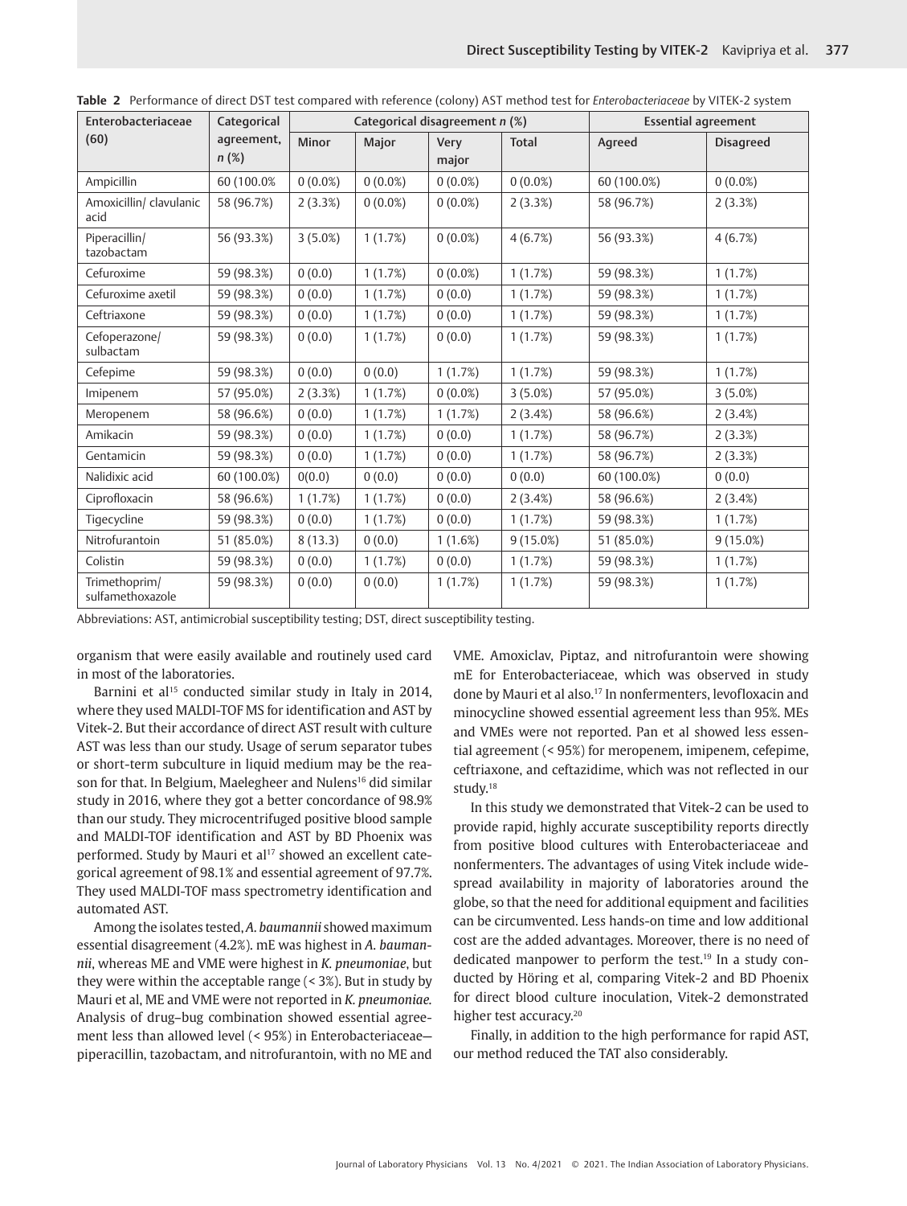**Table 2** Performance of direct DST test compared with reference (colony) AST method test for *Enterobacteriaceae* by VITEK-2 system

| Enterobacteriaceae (60) | Categorical agreement, *n* (%) | Categorical disagreement *n* (%) | | | | Essential agreement | |
|---|---|---|---|---|---|---|---|
| | | Minor | Major | Very major | Total | Agreed | Disagreed |
| Ampicillin | 60 (100.0% | 0 (0.0%) | 0 (0.0%) | 0 (0.0%) | 0 (0.0%) | 60 (100.0%) | 0 (0.0%) |
| Amoxicillin/ clavulanic acid | 58 (96.7%) | 2 (3.3%) | 0 (0.0%) | 0 (0.0%) | 2 (3.3%) | 58 (96.7%) | 2 (3.3%) |
| Piperacillin/ tazobactam | 56 (93.3%) | 3 (5.0%) | 1 (1.7%) | 0 (0.0%) | 4 (6.7%) | 56 (93.3%) | 4 (6.7%) |
| Cefuroxime | 59 (98.3%) | 0 (0.0) | 1 (1.7%) | 0 (0.0%) | 1 (1.7%) | 59 (98.3%) | 1 (1.7%) |
| Cefuroxime axetil | 59 (98.3%) | 0 (0.0) | 1 (1.7%) | 0 (0.0) | 1 (1.7%) | 59 (98.3%) | 1 (1.7%) |
| Ceftriaxone | 59 (98.3%) | 0 (0.0) | 1 (1.7%) | 0 (0.0) | 1 (1.7%) | 59 (98.3%) | 1 (1.7%) |
| Cefoperazone/ sulbactam | 59 (98.3%) | 0 (0.0) | 1 (1.7%) | 0 (0.0) | 1 (1.7%) | 59 (98.3%) | 1 (1.7%) |
| Cefepime | 59 (98.3%) | 0 (0.0) | 0 (0.0) | 1 (1.7%) | 1 (1.7%) | 59 (98.3%) | 1 (1.7%) |
| Imipenem | 57 (95.0%) | 2 (3.3%) | 1 (1.7%) | 0 (0.0%) | 3 (5.0%) | 57 (95.0%) | 3 (5.0%) |
| Meropenem | 58 (96.6%) | 0 (0.0) | 1 (1.7%) | 1 (1.7%) | 2 (3.4%) | 58 (96.6%) | 2 (3.4%) |
| Amikacin | 59 (98.3%) | 0 (0.0) | 1 (1.7%) | 0 (0.0) | 1 (1.7%) | 58 (96.7%) | 2 (3.3%) |
| Gentamicin | 59 (98.3%) | 0 (0.0) | 1 (1.7%) | 0 (0.0) | 1 (1.7%) | 58 (96.7%) | 2 (3.3%) |
| Nalidixic acid | 60 (100.0%) | 0(0.0) | 0 (0.0) | 0 (0.0) | 0 (0.0) | 60 (100.0%) | 0 (0.0) |
| Ciprofloxacin | 58 (96.6%) | 1 (1.7%) | 1 (1.7%) | 0 (0.0) | 2 (3.4%) | 58 (96.6%) | 2 (3.4%) |
| Tigecycline | 59 (98.3%) | 0 (0.0) | 1 (1.7%) | 0 (0.0) | 1 (1.7%) | 59 (98.3%) | 1 (1.7%) |
| Nitrofurantoin | 51 (85.0%) | 8 (13.3) | 0 (0.0) | 1 (1.6%) | 9 (15.0%) | 51 (85.0%) | 9 (15.0%) |
| Colistin | 59 (98.3%) | 0 (0.0) | 1 (1.7%) | 0 (0.0) | 1 (1.7%) | 59 (98.3%) | 1 (1.7%) |
| Trimethoprim/ sulfamethoxazole | 59 (98.3%) | 0 (0.0) | 0 (0.0) | 1 (1.7%) | 1 (1.7%) | 59 (98.3%) | 1 (1.7%) |

Abbreviations: AST, antimicrobial susceptibility testing; DST, direct susceptibility testing.

organism that were easily available and routinely used card in most of the laboratories.

Barnini et al[15] conducted similar study in Italy in 2014, where they used MALDI-TOF MS for identification and AST by Vitek-2. But their accordance of direct AST result with culture AST was less than our study. Usage of serum separator tubes or short-term subculture in liquid medium may be the reason for that. In Belgium, Maelegheer and Nulens[16] did similar study in 2016, where they got a better concordance of 98.9% than our study. They microcentrifuged positive blood sample and MALDI-TOF identification and AST by BD Phoenix was performed. Study by Mauri et al[17] showed an excellent categorical agreement of 98.1% and essential agreement of 97.7%. They used MALDI-TOF mass spectrometry identification and automated AST.

Among the isolates tested, *A. baumannii* showed maximum essential disagreement (4.2%). mE was highest in *A. baumannii*, whereas ME and VME were highest in *K. pneumoniae*, but they were within the acceptable range (< 3%). But in study by Mauri et al, ME and VME were not reported in *K. pneumoniae*. Analysis of drug–bug combination showed essential agreement less than allowed level (< 95%) in Enterobacteriaceae—piperacillin, tazobactam, and nitrofurantoin, with no ME and VME. Amoxiclav, Piptaz, and nitrofurantoin were showing mE for Enterobacteriaceae, which was observed in study done by Mauri et al also.[17] In nonfermenters, levofloxacin and minocycline showed essential agreement less than 95%. MEs and VMEs were not reported. Pan et al showed less essential agreement (< 95%) for meropenem, imipenem, cefepime, ceftriaxone, and ceftazidime, which was not reflected in our study.[18]

In this study we demonstrated that Vitek-2 can be used to provide rapid, highly accurate susceptibility reports directly from positive blood cultures with Enterobacteriaceae and nonfermenters. The advantages of using Vitek include widespread availability in majority of laboratories around the globe, so that the need for additional equipment and facilities can be circumvented. Less hands-on time and low additional cost are the added advantages. Moreover, there is no need of dedicated manpower to perform the test.[19] In a study conducted by Höring et al, comparing Vitek-2 and BD Phoenix for direct blood culture inoculation, Vitek-2 demonstrated higher test accuracy.[20]

Finally, in addition to the high performance for rapid AST, our method reduced the TAT also considerably.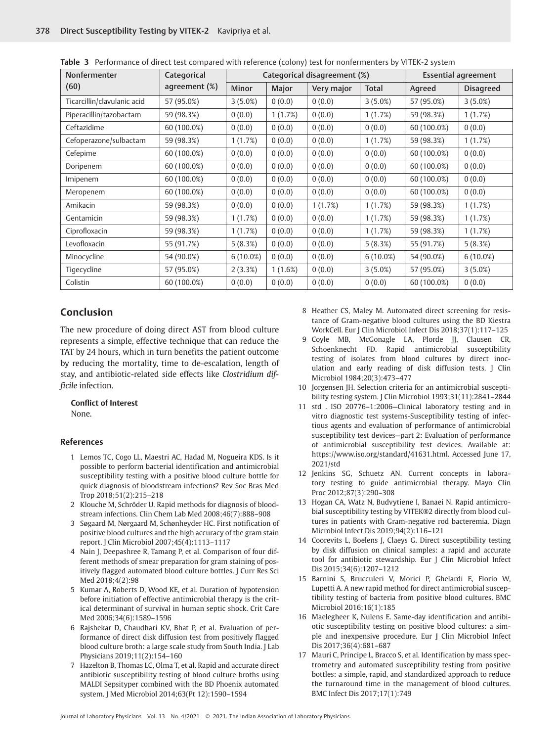**Table 3** Performance of direct test compared with reference (colony) test for nonfermenters by VITEK-2 system

| Nonfermenter (60) | Categorical agreement (%) | Categorical disagreement (%) | | | | Essential agreement | |
|---|---|---|---|---|---|---|---|
| | | Minor | Major | Very major | Total | Agreed | Disagreed |
| Ticarcillin/clavulanic acid | 57 (95.0%) | 3 (5.0%) | 0 (0.0) | 0 (0.0) | 3 (5.0%) | 57 (95.0%) | 3 (5.0%) |
| Piperacillin/tazobactam | 59 (98.3%) | 0 (0.0) | 1 (1.7%) | 0 (0.0) | 1 (1.7%) | 59 (98.3%) | 1 (1.7%) |
| Ceftazidime | 60 (100.0%) | 0 (0.0) | 0 (0.0) | 0 (0.0) | 0 (0.0) | 60 (100.0%) | 0 (0.0) |
| Cefoperazone/sulbactam | 59 (98.3%) | 1 (1.7%) | 0 (0.0) | 0 (0.0) | 1 (1.7%) | 59 (98.3%) | 1 (1.7%) |
| Cefepime | 60 (100.0%) | 0 (0.0) | 0 (0.0) | 0 (0.0) | 0 (0.0) | 60 (100.0%) | 0 (0.0) |
| Doripenem | 60 (100.0%) | 0 (0.0) | 0 (0.0) | 0 (0.0) | 0 (0.0) | 60 (100.0%) | 0 (0.0) |
| Imipenem | 60 (100.0%) | 0 (0.0) | 0 (0.0) | 0 (0.0) | 0 (0.0) | 60 (100.0%) | 0 (0.0) |
| Meropenem | 60 (100.0%) | 0 (0.0) | 0 (0.0) | 0 (0.0) | 0 (0.0) | 60 (100.0%) | 0 (0.0) |
| Amikacin | 59 (98.3%) | 0 (0.0) | 0 (0.0) | 1 (1.7%) | 1 (1.7%) | 59 (98.3%) | 1 (1.7%) |
| Gentamicin | 59 (98.3%) | 1 (1.7%) | 0 (0.0) | 0 (0.0) | 1 (1.7%) | 59 (98.3%) | 1 (1.7%) |
| Ciprofloxacin | 59 (98.3%) | 1 (1.7%) | 0 (0.0) | 0 (0.0) | 1 (1.7%) | 59 (98.3%) | 1 (1.7%) |
| Levofloxacin | 55 (91.7%) | 5 (8.3%) | 0 (0.0) | 0 (0.0) | 5 (8.3%) | 55 (91.7%) | 5 (8.3%) |
| Minocycline | 54 (90.0%) | 6 (10.0%) | 0 (0.0) | 0 (0.0) | 6 (10.0%) | 54 (90.0%) | 6 (10.0%) |
| Tigecycline | 57 (95.0%) | 2 (3.3%) | 1 (1.6%) | 0 (0.0) | 3 (5.0%) | 57 (95.0%) | 3 (5.0%) |
| Colistin | 60 (100.0%) | 0 (0.0) | 0 (0.0) | 0 (0.0) | 0 (0.0) | 60 (100.0%) | 0 (0.0) |

## Conclusion

The new procedure of doing direct AST from blood culture represents a simple, effective technique that can reduce the TAT by 24 hours, which in turn benefits the patient outcome by reducing the mortality, time to de-escalation, length of stay, and antibiotic-related side effects like *Clostridium difficile* infection.

**Conflict of Interest**

None.

### References

1. Lemos TC, Cogo LL, Maestri AC, Hadad M, Nogueira KDS. Is it possible to perform bacterial identification and antimicrobial susceptibility testing with a positive blood culture bottle for quick diagnosis of bloodstream infections? Rev Soc Bras Med Trop 2018;51(2):215–218
2. Klouche M, Schröder U. Rapid methods for diagnosis of bloodstream infections. Clin Chem Lab Med 2008;46(7):888–908
3. Søgaard M, Nørgaard M, Schønheyder HC. First notification of positive blood cultures and the high accuracy of the gram stain report. J Clin Microbiol 2007;45(4):1113–1117
4. Nain J, Deepashree R, Tamang P, et al. Comparison of four different methods of smear preparation for gram staining of positively flagged automated blood culture bottles. J Curr Res Sci Med 2018;4(2):98
5. Kumar A, Roberts D, Wood KE, et al. Duration of hypotension before initiation of effective antimicrobial therapy is the critical determinant of survival in human septic shock. Crit Care Med 2006;34(6):1589–1596
6. Rajshekar D, Chaudhari KV, Bhat P, et al. Evaluation of performance of direct disk diffusion test from positively flagged blood culture broth: a large scale study from South India. J Lab Physicians 2019;11(2):154–160
7. Hazelton B, Thomas LC, Olma T, et al. Rapid and accurate direct antibiotic susceptibility testing of blood culture broths using MALDI Sepsityper combined with the BD Phoenix automated system. J Med Microbiol 2014;63(Pt 12):1590–1594
8. Heather CS, Maley M. Automated direct screening for resistance of Gram-negative blood cultures using the BD Kiestra WorkCell. Eur J Clin Microbiol Infect Dis 2018;37(1):117–125
9. Coyle MB, McGonagle LA, Plorde JJ, Clausen CR, Schoenknecht FD. Rapid antimicrobial susceptibility testing of isolates from blood cultures by direct inoculation and early reading of disk diffusion tests. J Clin Microbiol 1984;20(3):473–477
10. Jorgensen JH. Selection criteria for an antimicrobial susceptibility testing system. J Clin Microbiol 1993;31(11):2841–2844
11. std . ISO 20776–1:2006—Clinical laboratory testing and in vitro diagnostic test systems-Susceptibility testing of infectious agents and evaluation of performance of antimicrobial susceptibility test devices—part 2: Evaluation of performance of antimicrobial susceptibility test devices. Available at: https://www.iso.org/standard/41631.html. Accessed June 17, 2021/std
12. Jenkins SG, Schuetz AN. Current concepts in laboratory testing to guide antimicrobial therapy. Mayo Clin Proc 2012;87(3):290–308
13. Hogan CA, Watz N, Budvytiene I, Banaei N. Rapid antimicrobial susceptibility testing by VITEK®2 directly from blood cultures in patients with Gram-negative rod bacteremia. Diagn Microbiol Infect Dis 2019;94(2):116–121
14. Coorevits L, Boelens J, Claeys G. Direct susceptibility testing by disk diffusion on clinical samples: a rapid and accurate tool for antibiotic stewardship. Eur J Clin Microbiol Infect Dis 2015;34(6):1207–1212
15. Barnini S, Brucculeri V, Morici P, Ghelardi E, Florio W, Lupetti A. A new rapid method for direct antimicrobial susceptibility testing of bacteria from positive blood cultures. BMC Microbiol 2016;16(1):185
16. Maelegheer K, Nulens E. Same-day identification and antibiotic susceptibility testing on positive blood cultures: a simple and inexpensive procedure. Eur J Clin Microbiol Infect Dis 2017;36(4):681–687
17. Mauri C, Principe L, Bracco S, et al. Identification by mass spectrometry and automated susceptibility testing from positive bottles: a simple, rapid, and standardized approach to reduce the turnaround time in the management of blood cultures. BMC Infect Dis 2017;17(1):749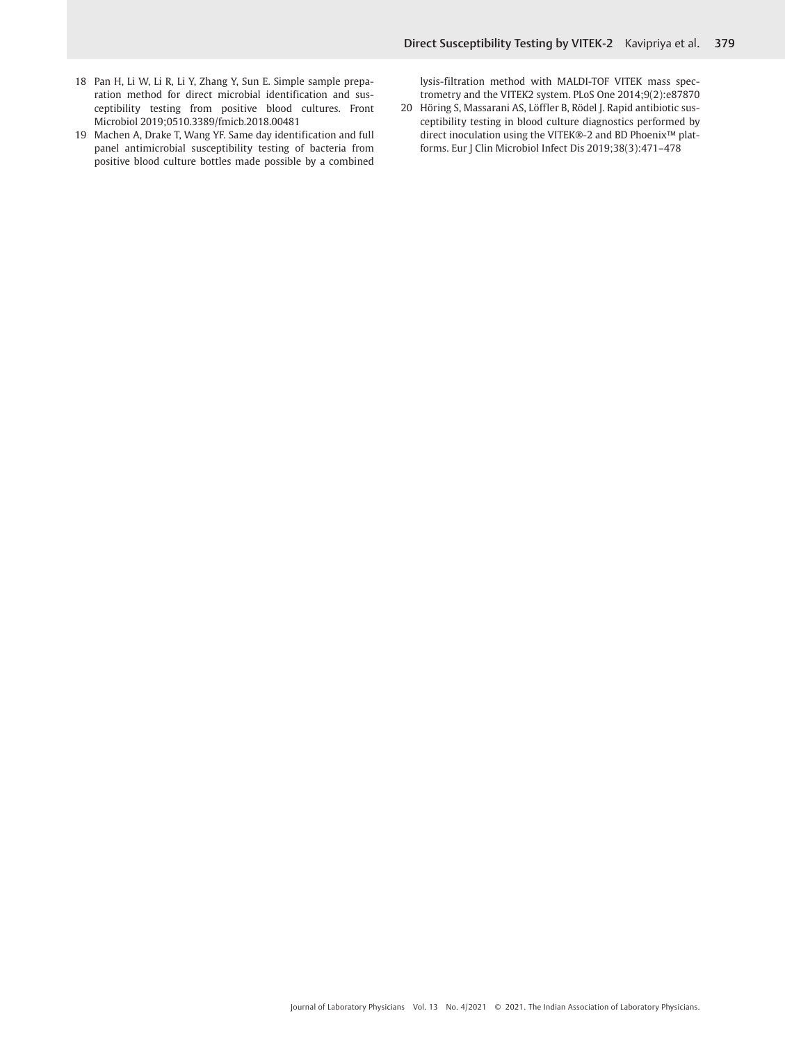18 Pan H, Li W, Li R, Li Y, Zhang Y, Sun E. Simple sample preparation method for direct microbial identification and susceptibility testing from positive blood cultures. Front Microbiol 2019;0510.3389/fmicb.2018.00481

19 Machen A, Drake T, Wang YF. Same day identification and full panel antimicrobial susceptibility testing of bacteria from positive blood culture bottles made possible by a combined lysis-filtration method with MALDI-TOF VITEK mass spectrometry and the VITEK2 system. PLoS One 2014;9(2):e87870

20 Höring S, Massarani AS, Löffler B, Rödel J. Rapid antibiotic susceptibility testing in blood culture diagnostics performed by direct inoculation using the VITEK®-2 and BD Phoenix™ platforms. Eur J Clin Microbiol Infect Dis 2019;38(3):471–478